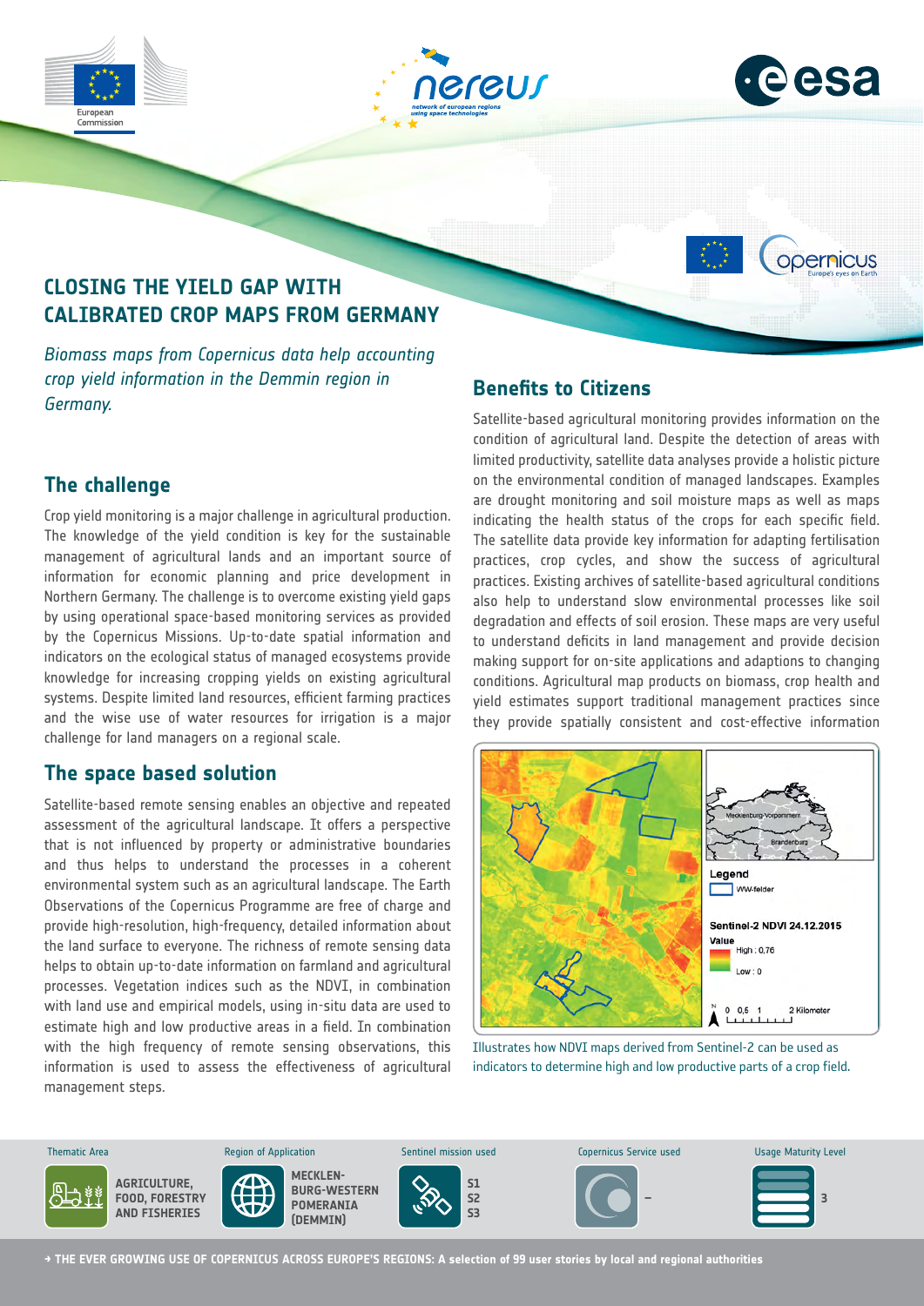# CLOSING THE YIELD GAP WITH CALIBRATED CROP MAPS FROM GERMANY

*Biomass maps from Copernicus data help accounting crop yield information in the Demmin region in Germany.*

## The challenge

Crop yield monitoring is a major challenge in agricultural production. The knowledge of the yield condition is key for the sustainable management of agricultural lands and an important source of information for economic planning and price development in Northern Germany. The challenge is to overcome existing yield gaps by using operational space-based monitoring services as provided by the Copernicus Missions. Up-to-date spatial information and indicators on the ecological status of managed ecosystems provide knowledge for increasing cropping yields on existing agricultural systems. Despite limited land resources, efficient farming practices and the wise use of water resources for irrigation is a major challenge for land managers on a regional scale.

## The space based solution

Satellite-based remote sensing enables an objective and repeated assessment of the agricultural landscape. It offers a perspective that is not influenced by property or administrative boundaries and thus helps to understand the processes in a coherent environmental system such as an agricultural landscape. The Earth Observations of the Copernicus Programme are free of charge and provide high-resolution, high-frequency, detailed information about the land surface to everyone. The richness of remote sensing data helps to obtain up-to-date information on farmland and agricultural processes. Vegetation indices such as the NDVI, in combination with land use and empirical models, using in-situ data are used to estimate high and low productive areas in a field. In combination with the high frequency of remote sensing observations, this information is used to assess the effectiveness of agricultural management steps.

## Benefits to Citizens

Satellite-based agricultural monitoring provides information on the condition of agricultural land. Despite the detection of areas with limited productivity, satellite data analyses provide a holistic picture on the environmental condition of managed landscapes. Examples are drought monitoring and soil moisture maps as well as maps indicating the health status of the crops for each specific field. The satellite data provide key information for adapting fertilisation practices, crop cycles, and show the success of agricultural practices. Existing archives of satellite-based agricultural conditions also help to understand slow environmental processes like soil degradation and effects of soil erosion. These maps are very useful to understand deficits in land management and provide decision making support for on-site applications and adaptions to changing conditions. Agricultural map products on biomass, crop health and yield estimates support traditional management practices since they provide spatially consistent and cost-effective information

Illustrates how NDVI maps derived from Sentinel-2 can be used as indicators to determine high and low productive parts of a crop field.

| Thematic Area | Region of Application | Sentinel mission used | Copernicus Service used | Usage Maturity Level |
| --- | --- | --- | --- | --- |
| AGRICULTURE, FOOD, FORESTRY AND FISHERIES | MECKLENBURG-WESTERN POMERANIA (DEMMIN) | S1 S2 S3 | – | 3 |

→ THE EVER GROWING USE OF COPERNICUS ACROSS EUROPE'S REGIONS: A selection of 99 user stories by local and regional authorities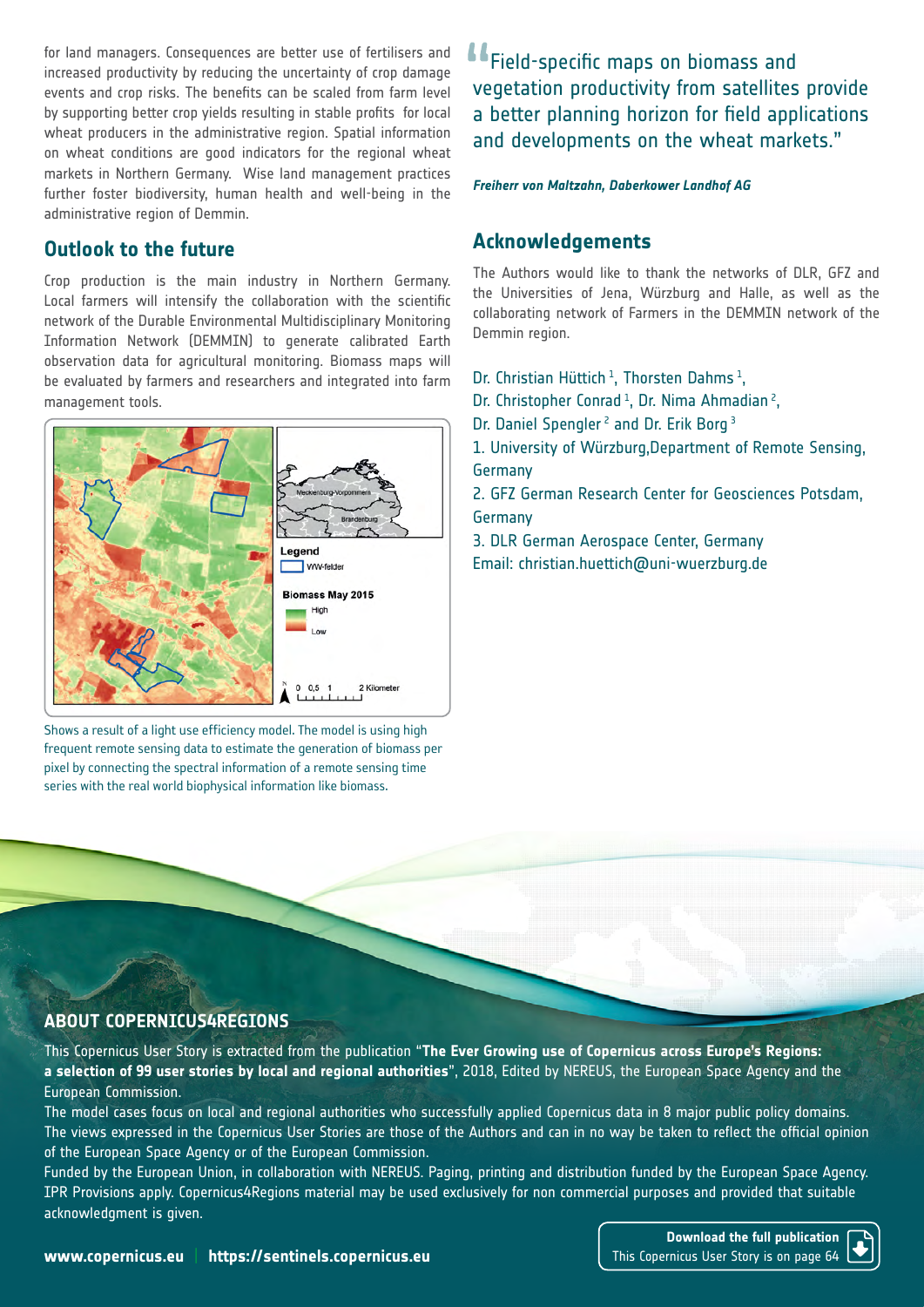for land managers. Consequences are better use of fertilisers and increased productivity by reducing the uncertainty of crop damage events and crop risks. The benefits can be scaled from farm level by supporting better crop yields resulting in stable profits for local wheat producers in the administrative region. Spatial information on wheat conditions are good indicators for the regional wheat markets in Northern Germany. Wise land management practices further foster biodiversity, human health and well-being in the administrative region of Demmin.

## Outlook to the future

Crop production is the main industry in Northern Germany. Local farmers will intensify the collaboration with the scientific network of the Durable Environmental Multidisciplinary Monitoring Information Network (DEMMIN) to generate calibrated Earth observation data for agricultural monitoring. Biomass maps will be evaluated by farmers and researchers and integrated into farm management tools.

Mecklenburg-Vorpommern
Brandenburg
Legend
WW-felder
Biomass May 2015
High
Low
0 0,5 1 2 Kilometer

Shows a result of a light use efficiency model. The model is using high frequent remote sensing data to estimate the generation of biomass per pixel by connecting the spectral information of a remote sensing time series with the real world biophysical information like biomass.

> "Field-specific maps on biomass and vegetation productivity from satellites provide a better planning horizon for field applications and developments on the wheat markets."

***Freiherr von Maltzahn, Daberkower Landhof AG***

## Acknowledgements

The Authors would like to thank the networks of DLR, GFZ and the Universities of Jena, Würzburg and Halle, as well as the collaborating network of Farmers in the DEMMIN network of the Demmin region.

Dr. Christian Hüttich [1], Thorsten Dahms [1],
Dr. Christopher Conrad [1], Dr. Nima Ahmadian [2],
Dr. Daniel Spengler [2] and Dr. Erik Borg [3]
1. University of Würzburg,Department of Remote Sensing, Germany
2. GFZ German Research Center for Geosciences Potsdam, Germany
3. DLR German Aerospace Center, Germany
Email: christian.huettich@uni-wuerzburg.de

## ABOUT COPERNICUS4REGIONS

This Copernicus User Story is extracted from the publication "**The Ever Growing use of Copernicus across Europe's Regions: a selection of 99 user stories by local and regional authorities**", 2018, Edited by NEREUS, the European Space Agency and the European Commission.
The model cases focus on local and regional authorities who successfully applied Copernicus data in 8 major public policy domains. The views expressed in the Copernicus User Stories are those of the Authors and can in no way be taken to reflect the official opinion of the European Space Agency or of the European Commission.
Funded by the European Union, in collaboration with NEREUS. Paging, printing and distribution funded by the European Space Agency. IPR Provisions apply. Copernicus4Regions material may be used exclusively for non commercial purposes and provided that suitable acknowledgment is given.

**www.copernicus.eu** | **https://sentinels.copernicus.eu**

**Download the full publication**
This Copernicus User Story is on page 64